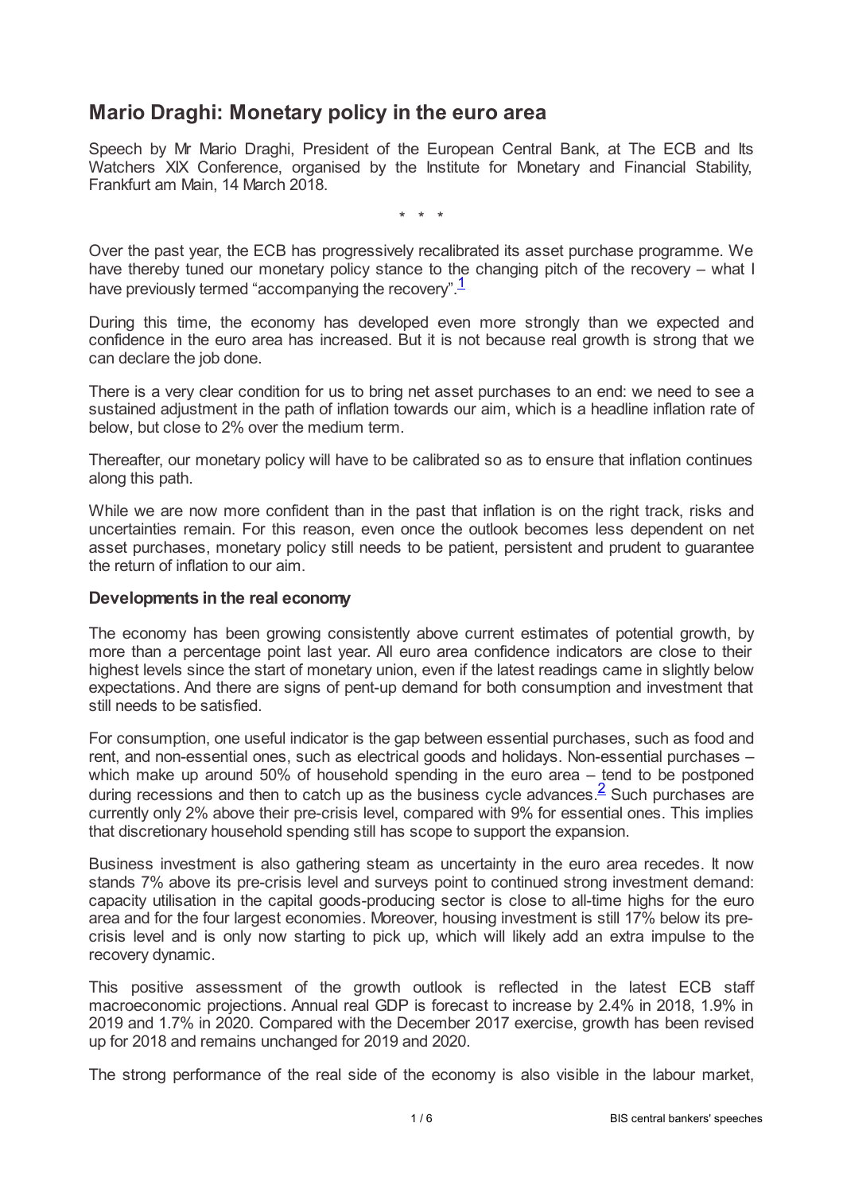# Mario Draghi: Monetary policy in the euro area

Speech by Mr Mario Draghi, President of the European Central Bank, at The ECB and Its Watchers XIX Conference, organised by the Institute for Monetary and Financial Stability, Frankfurt am Main, 14 March 2018.

\* \* \*

Over the past year, the ECB has progressively recalibrated its asset purchase programme. We have thereby tuned our monetary policy stance to the changing pitch of the recovery – what I have previously termed "accompanying the recovery".[1]

During this time, the economy has developed even more strongly than we expected and confidence in the euro area has increased. But it is not because real growth is strong that we can declare the job done.

There is a very clear condition for us to bring net asset purchases to an end: we need to see a sustained adjustment in the path of inflation towards our aim, which is a headline inflation rate of below, but close to 2% over the medium term.

Thereafter, our monetary policy will have to be calibrated so as to ensure that inflation continues along this path.

While we are now more confident than in the past that inflation is on the right track, risks and uncertainties remain. For this reason, even once the outlook becomes less dependent on net asset purchases, monetary policy still needs to be patient, persistent and prudent to guarantee the return of inflation to our aim.

### Developments in the real economy

The economy has been growing consistently above current estimates of potential growth, by more than a percentage point last year. All euro area confidence indicators are close to their highest levels since the start of monetary union, even if the latest readings came in slightly below expectations. And there are signs of pent-up demand for both consumption and investment that still needs to be satisfied.

For consumption, one useful indicator is the gap between essential purchases, such as food and rent, and non-essential ones, such as electrical goods and holidays. Non-essential purchases – which make up around 50% of household spending in the euro area – tend to be postponed during recessions and then to catch up as the business cycle advances.[2] Such purchases are currently only 2% above their pre-crisis level, compared with 9% for essential ones. This implies that discretionary household spending still has scope to support the expansion.

Business investment is also gathering steam as uncertainty in the euro area recedes. It now stands 7% above its pre-crisis level and surveys point to continued strong investment demand: capacity utilisation in the capital goods-producing sector is close to all-time highs for the euro area and for the four largest economies. Moreover, housing investment is still 17% below its pre-crisis level and is only now starting to pick up, which will likely add an extra impulse to the recovery dynamic.

This positive assessment of the growth outlook is reflected in the latest ECB staff macroeconomic projections. Annual real GDP is forecast to increase by 2.4% in 2018, 1.9% in 2019 and 1.7% in 2020. Compared with the December 2017 exercise, growth has been revised up for 2018 and remains unchanged for 2019 and 2020.

The strong performance of the real side of the economy is also visible in the labour market,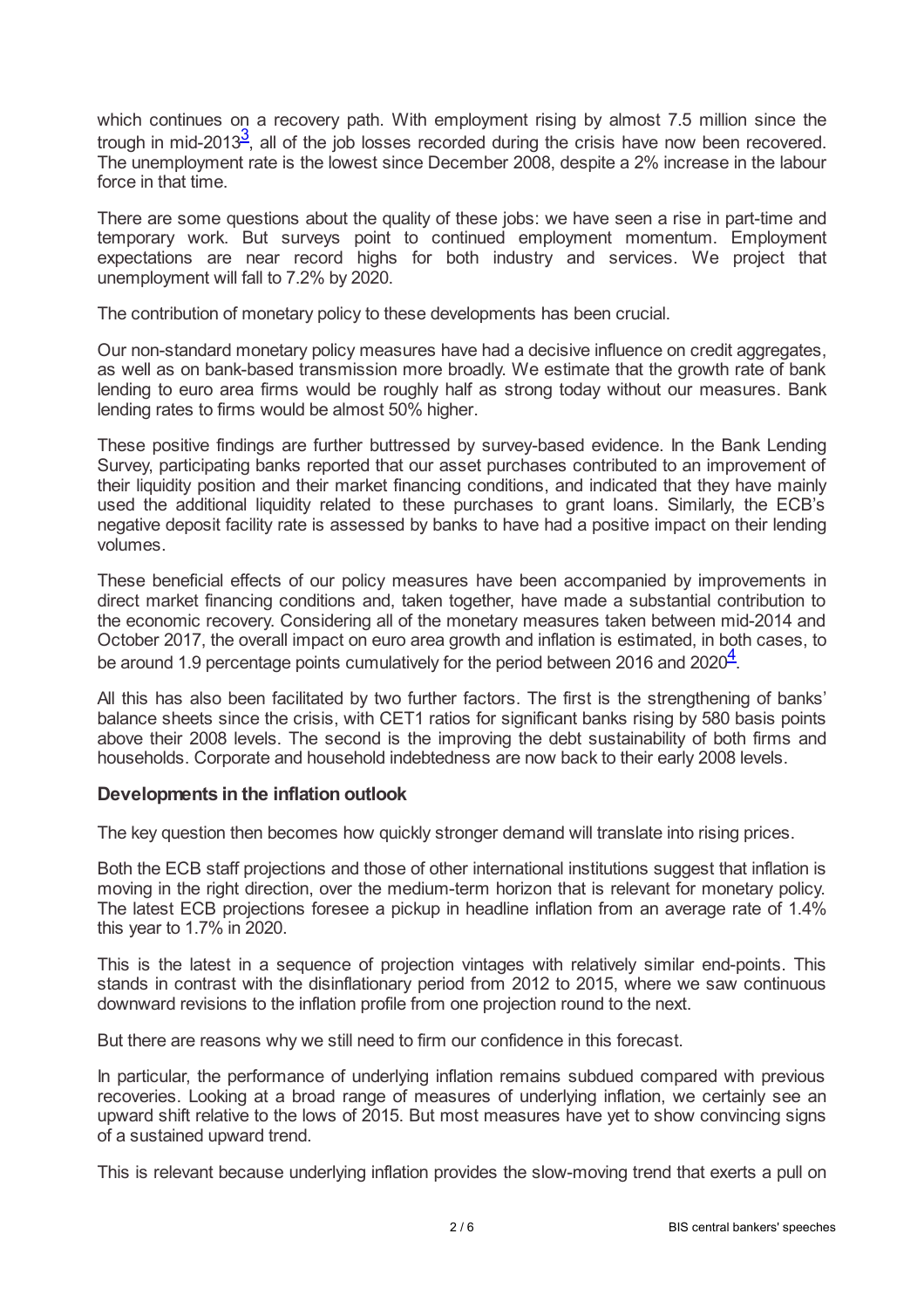which continues on a recovery path. With employment rising by almost 7.5 million since the trough in mid-2013[3], all of the job losses recorded during the crisis have now been recovered. The unemployment rate is the lowest since December 2008, despite a 2% increase in the labour force in that time.

There are some questions about the quality of these jobs: we have seen a rise in part-time and temporary work. But surveys point to continued employment momentum. Employment expectations are near record highs for both industry and services. We project that unemployment will fall to 7.2% by 2020.

The contribution of monetary policy to these developments has been crucial.

Our non-standard monetary policy measures have had a decisive influence on credit aggregates, as well as on bank-based transmission more broadly. We estimate that the growth rate of bank lending to euro area firms would be roughly half as strong today without our measures. Bank lending rates to firms would be almost 50% higher.

These positive findings are further buttressed by survey-based evidence. In the Bank Lending Survey, participating banks reported that our asset purchases contributed to an improvement of their liquidity position and their market financing conditions, and indicated that they have mainly used the additional liquidity related to these purchases to grant loans. Similarly, the ECB's negative deposit facility rate is assessed by banks to have had a positive impact on their lending volumes.

These beneficial effects of our policy measures have been accompanied by improvements in direct market financing conditions and, taken together, have made a substantial contribution to the economic recovery. Considering all of the monetary measures taken between mid-2014 and October 2017, the overall impact on euro area growth and inflation is estimated, in both cases, to be around 1.9 percentage points cumulatively for the period between 2016 and 2020[4].

All this has also been facilitated by two further factors. The first is the strengthening of banks' balance sheets since the crisis, with CET1 ratios for significant banks rising by 580 basis points above their 2008 levels. The second is the improving the debt sustainability of both firms and households. Corporate and household indebtedness are now back to their early 2008 levels.

### Developments in the inflation outlook

The key question then becomes how quickly stronger demand will translate into rising prices.

Both the ECB staff projections and those of other international institutions suggest that inflation is moving in the right direction, over the medium-term horizon that is relevant for monetary policy. The latest ECB projections foresee a pickup in headline inflation from an average rate of 1.4% this year to 1.7% in 2020.

This is the latest in a sequence of projection vintages with relatively similar end-points. This stands in contrast with the disinflationary period from 2012 to 2015, where we saw continuous downward revisions to the inflation profile from one projection round to the next.

But there are reasons why we still need to firm our confidence in this forecast.

In particular, the performance of underlying inflation remains subdued compared with previous recoveries. Looking at a broad range of measures of underlying inflation, we certainly see an upward shift relative to the lows of 2015. But most measures have yet to show convincing signs of a sustained upward trend.

This is relevant because underlying inflation provides the slow-moving trend that exerts a pull on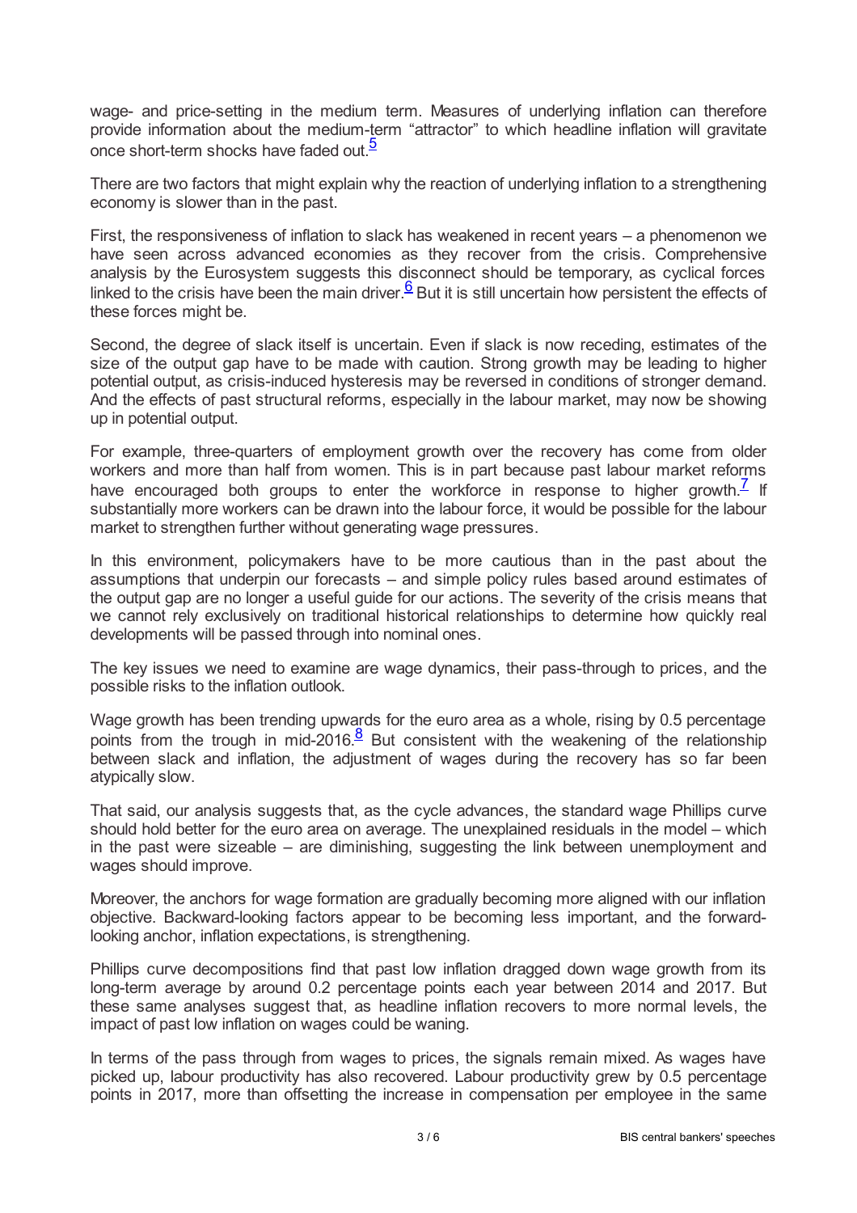wage- and price-setting in the medium term. Measures of underlying inflation can therefore provide information about the medium-term "attractor" to which headline inflation will gravitate once short-term shocks have faded out.[5]

There are two factors that might explain why the reaction of underlying inflation to a strengthening economy is slower than in the past.

First, the responsiveness of inflation to slack has weakened in recent years – a phenomenon we have seen across advanced economies as they recover from the crisis. Comprehensive analysis by the Eurosystem suggests this disconnect should be temporary, as cyclical forces linked to the crisis have been the main driver.[6] But it is still uncertain how persistent the effects of these forces might be.

Second, the degree of slack itself is uncertain. Even if slack is now receding, estimates of the size of the output gap have to be made with caution. Strong growth may be leading to higher potential output, as crisis-induced hysteresis may be reversed in conditions of stronger demand. And the effects of past structural reforms, especially in the labour market, may now be showing up in potential output.

For example, three-quarters of employment growth over the recovery has come from older workers and more than half from women. This is in part because past labour market reforms have encouraged both groups to enter the workforce in response to higher growth.[7] If substantially more workers can be drawn into the labour force, it would be possible for the labour market to strengthen further without generating wage pressures.

In this environment, policymakers have to be more cautious than in the past about the assumptions that underpin our forecasts – and simple policy rules based around estimates of the output gap are no longer a useful guide for our actions. The severity of the crisis means that we cannot rely exclusively on traditional historical relationships to determine how quickly real developments will be passed through into nominal ones.

The key issues we need to examine are wage dynamics, their pass-through to prices, and the possible risks to the inflation outlook.

Wage growth has been trending upwards for the euro area as a whole, rising by 0.5 percentage points from the trough in mid-2016.[8] But consistent with the weakening of the relationship between slack and inflation, the adjustment of wages during the recovery has so far been atypically slow.

That said, our analysis suggests that, as the cycle advances, the standard wage Phillips curve should hold better for the euro area on average. The unexplained residuals in the model – which in the past were sizeable – are diminishing, suggesting the link between unemployment and wages should improve.

Moreover, the anchors for wage formation are gradually becoming more aligned with our inflation objective. Backward-looking factors appear to be becoming less important, and the forward-looking anchor, inflation expectations, is strengthening.

Phillips curve decompositions find that past low inflation dragged down wage growth from its long-term average by around 0.2 percentage points each year between 2014 and 2017. But these same analyses suggest that, as headline inflation recovers to more normal levels, the impact of past low inflation on wages could be waning.

In terms of the pass through from wages to prices, the signals remain mixed. As wages have picked up, labour productivity has also recovered. Labour productivity grew by 0.5 percentage points in 2017, more than offsetting the increase in compensation per employee in the same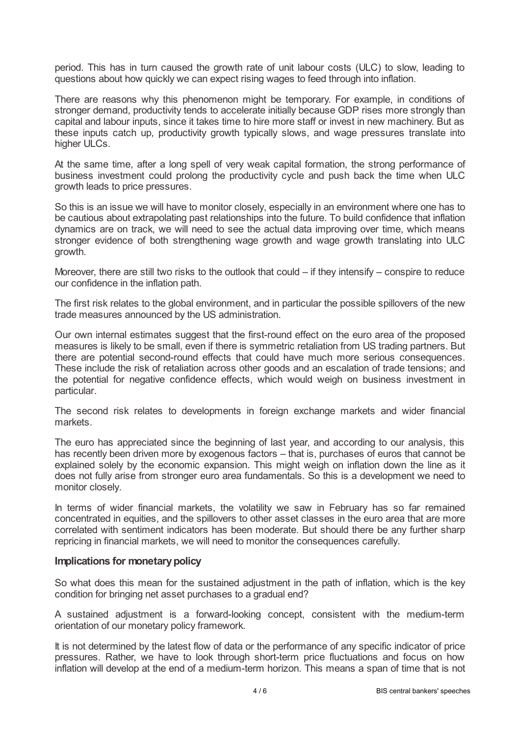period. This has in turn caused the growth rate of unit labour costs (ULC) to slow, leading to questions about how quickly we can expect rising wages to feed through into inflation.

There are reasons why this phenomenon might be temporary. For example, in conditions of stronger demand, productivity tends to accelerate initially because GDP rises more strongly than capital and labour inputs, since it takes time to hire more staff or invest in new machinery. But as these inputs catch up, productivity growth typically slows, and wage pressures translate into higher ULCs.

At the same time, after a long spell of very weak capital formation, the strong performance of business investment could prolong the productivity cycle and push back the time when ULC growth leads to price pressures.

So this is an issue we will have to monitor closely, especially in an environment where one has to be cautious about extrapolating past relationships into the future. To build confidence that inflation dynamics are on track, we will need to see the actual data improving over time, which means stronger evidence of both strengthening wage growth and wage growth translating into ULC growth.

Moreover, there are still two risks to the outlook that could – if they intensify – conspire to reduce our confidence in the inflation path.

The first risk relates to the global environment, and in particular the possible spillovers of the new trade measures announced by the US administration.

Our own internal estimates suggest that the first-round effect on the euro area of the proposed measures is likely to be small, even if there is symmetric retaliation from US trading partners. But there are potential second-round effects that could have much more serious consequences. These include the risk of retaliation across other goods and an escalation of trade tensions; and the potential for negative confidence effects, which would weigh on business investment in particular.

The second risk relates to developments in foreign exchange markets and wider financial markets.

The euro has appreciated since the beginning of last year, and according to our analysis, this has recently been driven more by exogenous factors – that is, purchases of euros that cannot be explained solely by the economic expansion. This might weigh on inflation down the line as it does not fully arise from stronger euro area fundamentals. So this is a development we need to monitor closely.

In terms of wider financial markets, the volatility we saw in February has so far remained concentrated in equities, and the spillovers to other asset classes in the euro area that are more correlated with sentiment indicators has been moderate. But should there be any further sharp repricing in financial markets, we will need to monitor the consequences carefully.

### Implications for monetary policy

So what does this mean for the sustained adjustment in the path of inflation, which is the key condition for bringing net asset purchases to a gradual end?

A sustained adjustment is a forward-looking concept, consistent with the medium-term orientation of our monetary policy framework.

It is not determined by the latest flow of data or the performance of any specific indicator of price pressures. Rather, we have to look through short-term price fluctuations and focus on how inflation will develop at the end of a medium-term horizon. This means a span of time that is not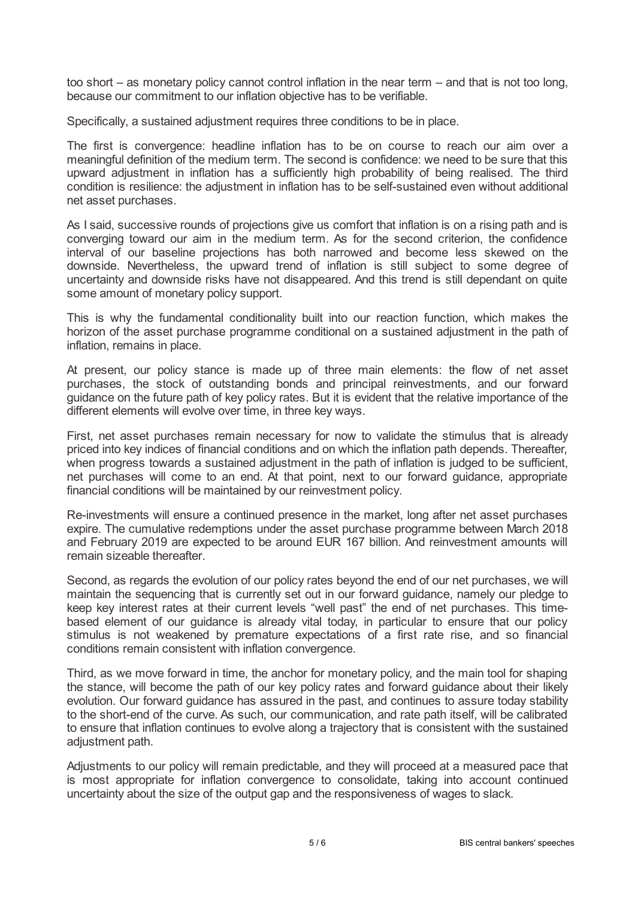too short – as monetary policy cannot control inflation in the near term – and that is not too long, because our commitment to our inflation objective has to be verifiable.

Specifically, a sustained adjustment requires three conditions to be in place.

The first is convergence: headline inflation has to be on course to reach our aim over a meaningful definition of the medium term. The second is confidence: we need to be sure that this upward adjustment in inflation has a sufficiently high probability of being realised. The third condition is resilience: the adjustment in inflation has to be self-sustained even without additional net asset purchases.

As I said, successive rounds of projections give us comfort that inflation is on a rising path and is converging toward our aim in the medium term. As for the second criterion, the confidence interval of our baseline projections has both narrowed and become less skewed on the downside. Nevertheless, the upward trend of inflation is still subject to some degree of uncertainty and downside risks have not disappeared. And this trend is still dependant on quite some amount of monetary policy support.

This is why the fundamental conditionality built into our reaction function, which makes the horizon of the asset purchase programme conditional on a sustained adjustment in the path of inflation, remains in place.

At present, our policy stance is made up of three main elements: the flow of net asset purchases, the stock of outstanding bonds and principal reinvestments, and our forward guidance on the future path of key policy rates. But it is evident that the relative importance of the different elements will evolve over time, in three key ways.

First, net asset purchases remain necessary for now to validate the stimulus that is already priced into key indices of financial conditions and on which the inflation path depends. Thereafter, when progress towards a sustained adjustment in the path of inflation is judged to be sufficient, net purchases will come to an end. At that point, next to our forward guidance, appropriate financial conditions will be maintained by our reinvestment policy.

Re-investments will ensure a continued presence in the market, long after net asset purchases expire. The cumulative redemptions under the asset purchase programme between March 2018 and February 2019 are expected to be around EUR 167 billion. And reinvestment amounts will remain sizeable thereafter.

Second, as regards the evolution of our policy rates beyond the end of our net purchases, we will maintain the sequencing that is currently set out in our forward guidance, namely our pledge to keep key interest rates at their current levels "well past" the end of net purchases. This time-based element of our guidance is already vital today, in particular to ensure that our policy stimulus is not weakened by premature expectations of a first rate rise, and so financial conditions remain consistent with inflation convergence.

Third, as we move forward in time, the anchor for monetary policy, and the main tool for shaping the stance, will become the path of our key policy rates and forward guidance about their likely evolution. Our forward guidance has assured in the past, and continues to assure today stability to the short-end of the curve. As such, our communication, and rate path itself, will be calibrated to ensure that inflation continues to evolve along a trajectory that is consistent with the sustained adjustment path.

Adjustments to our policy will remain predictable, and they will proceed at a measured pace that is most appropriate for inflation convergence to consolidate, taking into account continued uncertainty about the size of the output gap and the responsiveness of wages to slack.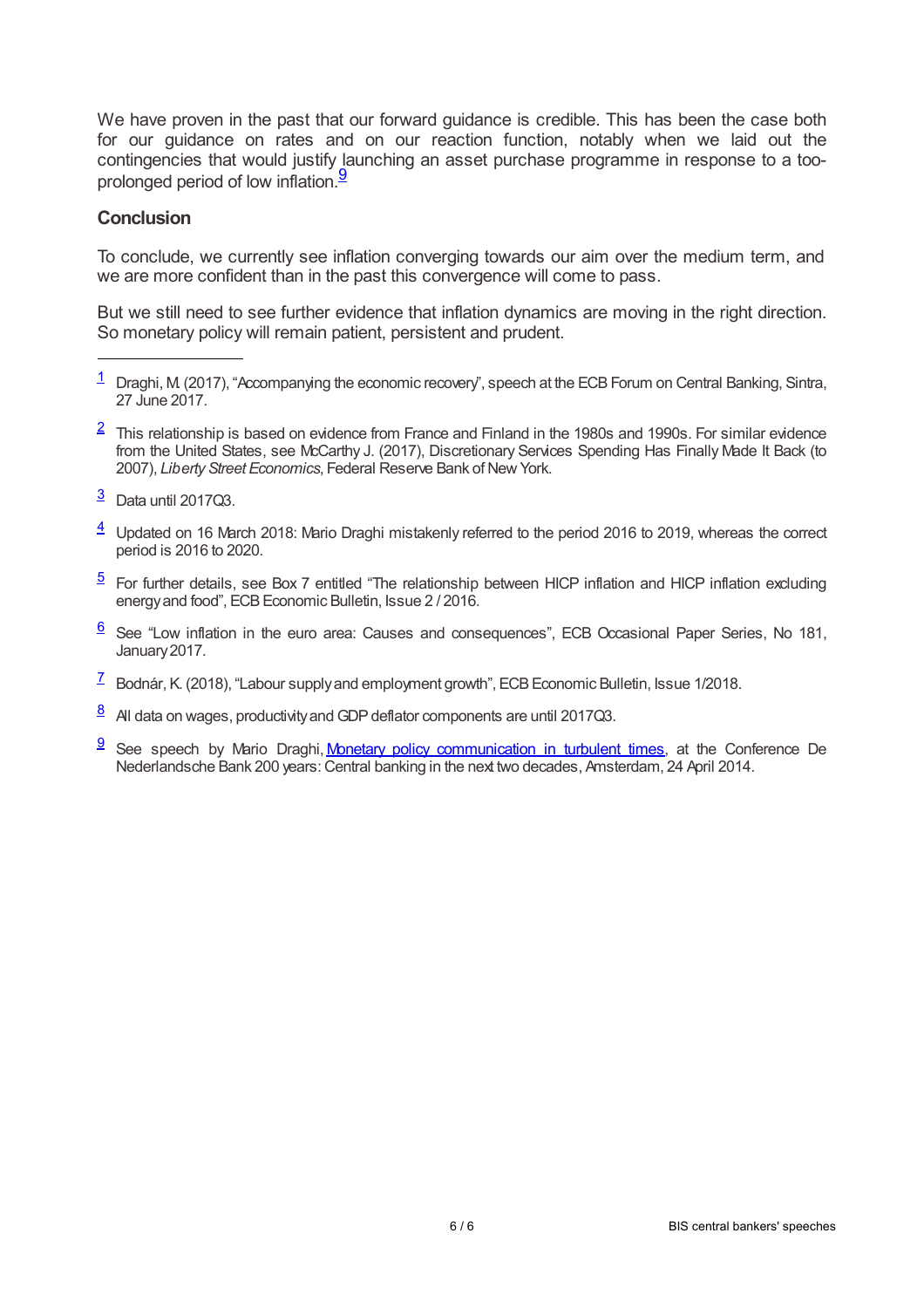We have proven in the past that our forward guidance is credible. This has been the case both for our guidance on rates and on our reaction function, notably when we laid out the contingencies that would justify launching an asset purchase programme in response to a too-prolonged period of low inflation.[9]

## Conclusion

To conclude, we currently see inflation converging towards our aim over the medium term, and we are more confident than in the past this convergence will come to pass.

But we still need to see further evidence that inflation dynamics are moving in the right direction. So monetary policy will remain patient, persistent and prudent.

---

[1] Draghi, M. (2017), "Accompanying the economic recovery", speech at the ECB Forum on Central Banking, Sintra, 27 June 2017.

[2] This relationship is based on evidence from France and Finland in the 1980s and 1990s. For similar evidence from the United States, see McCarthy J. (2017), Discretionary Services Spending Has Finally Made It Back (to 2007), *Liberty Street Economics*, Federal Reserve Bank of New York.

[3] Data until 2017Q3.

[4] Updated on 16 March 2018: Mario Draghi mistakenly referred to the period 2016 to 2019, whereas the correct period is 2016 to 2020.

[5] For further details, see Box 7 entitled "The relationship between HICP inflation and HICP inflation excluding energy and food", ECB Economic Bulletin, Issue 2 / 2016.

[6] See "Low inflation in the euro area: Causes and consequences", ECB Occasional Paper Series, No 181, January 2017.

[7] Bodnár, K. (2018), "Labour supply and employment growth", ECB Economic Bulletin, Issue 1/2018.

[8] All data on wages, productivity and GDP deflator components are until 2017Q3.

[9] See speech by Mario Draghi, Monetary policy communication in turbulent times, at the Conference De Nederlandsche Bank 200 years: Central banking in the next two decades, Amsterdam, 24 April 2014.